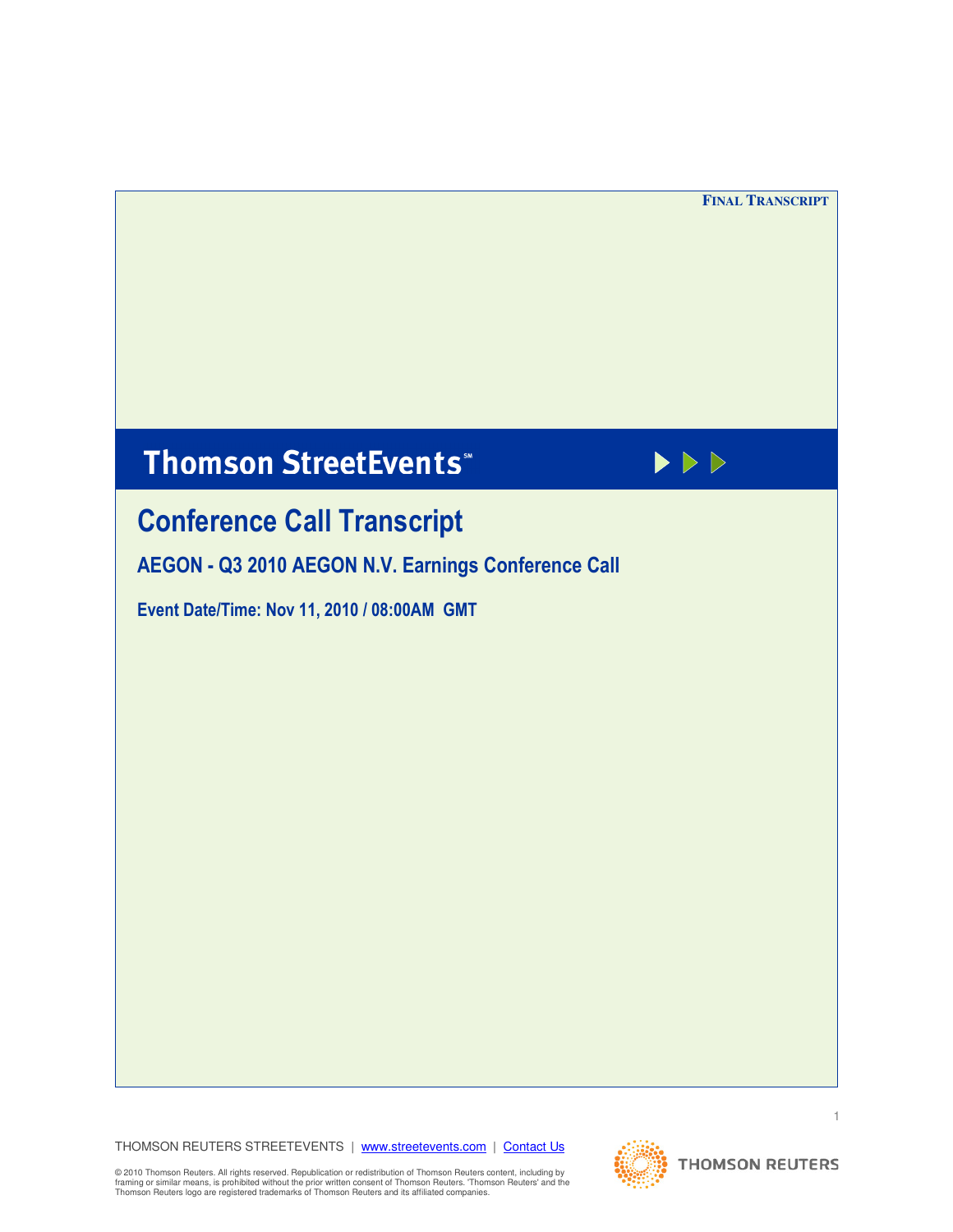**FINAL TRANSCRIPT**

# Thomson StreetEvents℠

## Conference Call Transcript

### AEGON - Q3 2010 AEGON N.V. Earnings Conference Call

**Event Date/Time: Nov 11, 2010 / 08:00AM GMT**

THOMSON REUTERS STREETEVENTS | www.streetevents.com | Contact Us

© 2010 Thomson Reuters. All rights reserved. Republication or redistribution of Thomson Reuters content, including by framing or similar means, is prohibited without the prior written consent of Thomson Reuters. 'Thomson Reuters' and the Thomson Reuters logo are registered trademarks of Thomson Reuters and its affiliated companies.

THOMSON REUTERS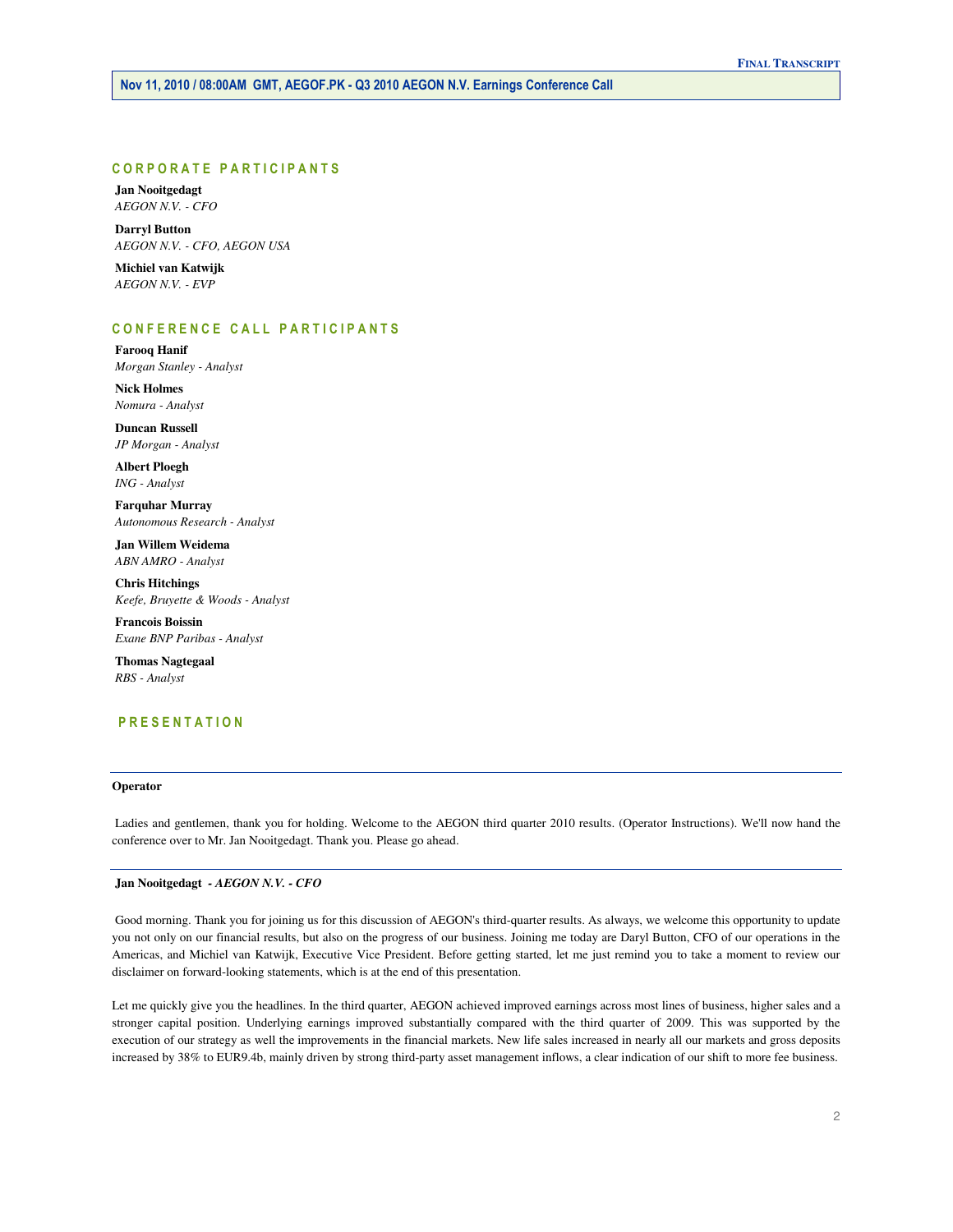## CORPORATE PARTICIPANTS

**Jan Nooitgedagt**
*AEGON N.V. - CFO*

**Darryl Button**
*AEGON N.V. - CFO, AEGON USA*

**Michiel van Katwijk**
*AEGON N.V. - EVP*

## CONFERENCE CALL PARTICIPANTS

**Farooq Hanif**
*Morgan Stanley - Analyst*

**Nick Holmes**
*Nomura - Analyst*

**Duncan Russell**
*JP Morgan - Analyst*

**Albert Ploegh**
*ING - Analyst*

**Farquhar Murray**
*Autonomous Research - Analyst*

**Jan Willem Weidema**
*ABN AMRO - Analyst*

**Chris Hitchings**
*Keefe, Bruyette & Woods - Analyst*

**Francois Boissin**
*Exane BNP Paribas - Analyst*

**Thomas Nagtegaal**
*RBS - Analyst*

## PRESENTATION

---

**Operator**

Ladies and gentlemen, thank you for holding. Welcome to the AEGON third quarter 2010 results. (Operator Instructions). We'll now hand the conference over to Mr. Jan Nooitgedagt. Thank you. Please go ahead.

---

**Jan Nooitgedagt** *- AEGON N.V. - CFO*

Good morning. Thank you for joining us for this discussion of AEGON's third-quarter results. As always, we welcome this opportunity to update you not only on our financial results, but also on the progress of our business. Joining me today are Daryl Button, CFO of our operations in the Americas, and Michiel van Katwijk, Executive Vice President. Before getting started, let me just remind you to take a moment to review our disclaimer on forward-looking statements, which is at the end of this presentation.

Let me quickly give you the headlines. In the third quarter, AEGON achieved improved earnings across most lines of business, higher sales and a stronger capital position. Underlying earnings improved substantially compared with the third quarter of 2009. This was supported by the execution of our strategy as well the improvements in the financial markets. New life sales increased in nearly all our markets and gross deposits increased by 38% to EUR9.4b, mainly driven by strong third-party asset management inflows, a clear indication of our shift to more fee business.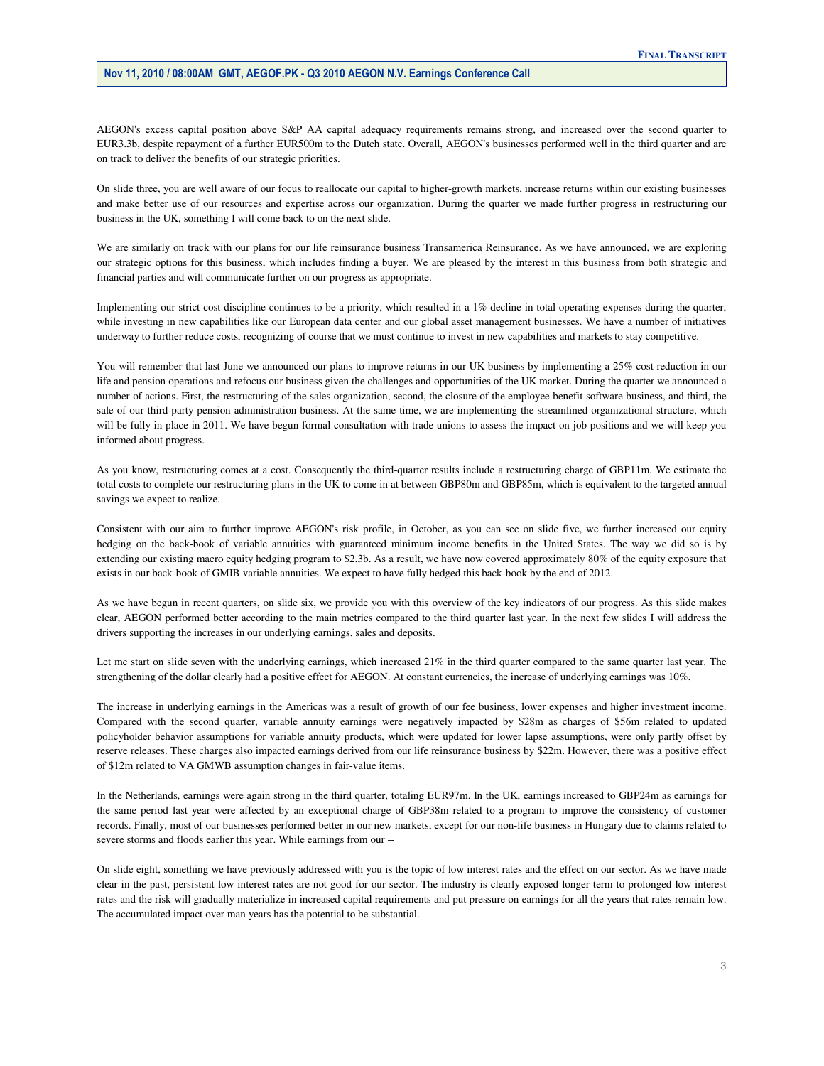AEGON's excess capital position above S&P AA capital adequacy requirements remains strong, and increased over the second quarter to EUR3.3b, despite repayment of a further EUR500m to the Dutch state. Overall, AEGON's businesses performed well in the third quarter and are on track to deliver the benefits of our strategic priorities.

On slide three, you are well aware of our focus to reallocate our capital to higher-growth markets, increase returns within our existing businesses and make better use of our resources and expertise across our organization. During the quarter we made further progress in restructuring our business in the UK, something I will come back to on the next slide.

We are similarly on track with our plans for our life reinsurance business Transamerica Reinsurance. As we have announced, we are exploring our strategic options for this business, which includes finding a buyer. We are pleased by the interest in this business from both strategic and financial parties and will communicate further on our progress as appropriate.

Implementing our strict cost discipline continues to be a priority, which resulted in a 1% decline in total operating expenses during the quarter, while investing in new capabilities like our European data center and our global asset management businesses. We have a number of initiatives underway to further reduce costs, recognizing of course that we must continue to invest in new capabilities and markets to stay competitive.

You will remember that last June we announced our plans to improve returns in our UK business by implementing a 25% cost reduction in our life and pension operations and refocus our business given the challenges and opportunities of the UK market. During the quarter we announced a number of actions. First, the restructuring of the sales organization, second, the closure of the employee benefit software business, and third, the sale of our third-party pension administration business. At the same time, we are implementing the streamlined organizational structure, which will be fully in place in 2011. We have begun formal consultation with trade unions to assess the impact on job positions and we will keep you informed about progress.

As you know, restructuring comes at a cost. Consequently the third-quarter results include a restructuring charge of GBP11m. We estimate the total costs to complete our restructuring plans in the UK to come in at between GBP80m and GBP85m, which is equivalent to the targeted annual savings we expect to realize.

Consistent with our aim to further improve AEGON's risk profile, in October, as you can see on slide five, we further increased our equity hedging on the back-book of variable annuities with guaranteed minimum income benefits in the United States. The way we did so is by extending our existing macro equity hedging program to $2.3b. As a result, we have now covered approximately 80% of the equity exposure that exists in our back-book of GMIB variable annuities. We expect to have fully hedged this back-book by the end of 2012.

As we have begun in recent quarters, on slide six, we provide you with this overview of the key indicators of our progress. As this slide makes clear, AEGON performed better according to the main metrics compared to the third quarter last year. In the next few slides I will address the drivers supporting the increases in our underlying earnings, sales and deposits.

Let me start on slide seven with the underlying earnings, which increased 21% in the third quarter compared to the same quarter last year. The strengthening of the dollar clearly had a positive effect for AEGON. At constant currencies, the increase of underlying earnings was 10%.

The increase in underlying earnings in the Americas was a result of growth of our fee business, lower expenses and higher investment income. Compared with the second quarter, variable annuity earnings were negatively impacted by $28m as charges of $56m related to updated policyholder behavior assumptions for variable annuity products, which were updated for lower lapse assumptions, were only partly offset by reserve releases. These charges also impacted earnings derived from our life reinsurance business by $22m. However, there was a positive effect of $12m related to VA GMWB assumption changes in fair-value items.

In the Netherlands, earnings were again strong in the third quarter, totaling EUR97m. In the UK, earnings increased to GBP24m as earnings for the same period last year were affected by an exceptional charge of GBP38m related to a program to improve the consistency of customer records. Finally, most of our businesses performed better in our new markets, except for our non-life business in Hungary due to claims related to severe storms and floods earlier this year. While earnings from our --

On slide eight, something we have previously addressed with you is the topic of low interest rates and the effect on our sector. As we have made clear in the past, persistent low interest rates are not good for our sector. The industry is clearly exposed longer term to prolonged low interest rates and the risk will gradually materialize in increased capital requirements and put pressure on earnings for all the years that rates remain low. The accumulated impact over man years has the potential to be substantial.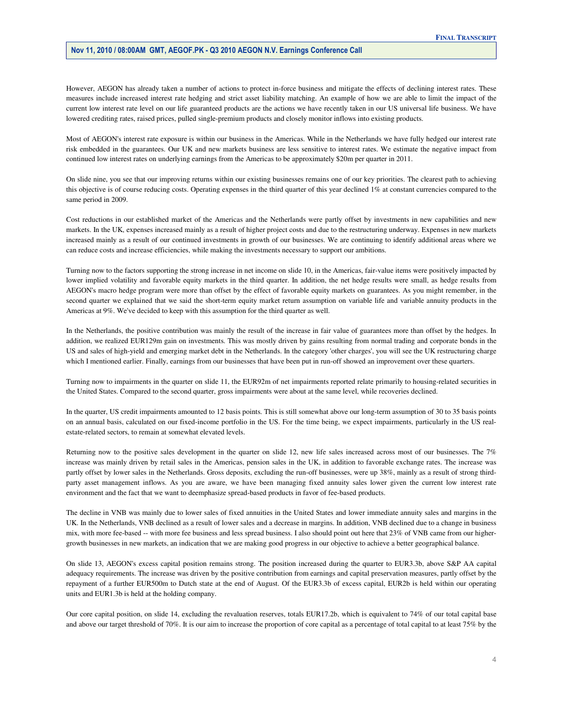However, AEGON has already taken a number of actions to protect in-force business and mitigate the effects of declining interest rates. These measures include increased interest rate hedging and strict asset liability matching. An example of how we are able to limit the impact of the current low interest rate level on our life guaranteed products are the actions we have recently taken in our US universal life business. We have lowered crediting rates, raised prices, pulled single-premium products and closely monitor inflows into existing products.

Most of AEGON's interest rate exposure is within our business in the Americas. While in the Netherlands we have fully hedged our interest rate risk embedded in the guarantees. Our UK and new markets business are less sensitive to interest rates. We estimate the negative impact from continued low interest rates on underlying earnings from the Americas to be approximately $20m per quarter in 2011.

On slide nine, you see that our improving returns within our existing businesses remains one of our key priorities. The clearest path to achieving this objective is of course reducing costs. Operating expenses in the third quarter of this year declined 1% at constant currencies compared to the same period in 2009.

Cost reductions in our established market of the Americas and the Netherlands were partly offset by investments in new capabilities and new markets. In the UK, expenses increased mainly as a result of higher project costs and due to the restructuring underway. Expenses in new markets increased mainly as a result of our continued investments in growth of our businesses. We are continuing to identify additional areas where we can reduce costs and increase efficiencies, while making the investments necessary to support our ambitions.

Turning now to the factors supporting the strong increase in net income on slide 10, in the Americas, fair-value items were positively impacted by lower implied volatility and favorable equity markets in the third quarter. In addition, the net hedge results were small, as hedge results from AEGON's macro hedge program were more than offset by the effect of favorable equity markets on guarantees. As you might remember, in the second quarter we explained that we said the short-term equity market return assumption on variable life and variable annuity products in the Americas at 9%. We've decided to keep with this assumption for the third quarter as well.

In the Netherlands, the positive contribution was mainly the result of the increase in fair value of guarantees more than offset by the hedges. In addition, we realized EUR129m gain on investments. This was mostly driven by gains resulting from normal trading and corporate bonds in the US and sales of high-yield and emerging market debt in the Netherlands. In the category 'other charges', you will see the UK restructuring charge which I mentioned earlier. Finally, earnings from our businesses that have been put in run-off showed an improvement over these quarters.

Turning now to impairments in the quarter on slide 11, the EUR92m of net impairments reported relate primarily to housing-related securities in the United States. Compared to the second quarter, gross impairments were about at the same level, while recoveries declined.

In the quarter, US credit impairments amounted to 12 basis points. This is still somewhat above our long-term assumption of 30 to 35 basis points on an annual basis, calculated on our fixed-income portfolio in the US. For the time being, we expect impairments, particularly in the US real-estate-related sectors, to remain at somewhat elevated levels.

Returning now to the positive sales development in the quarter on slide 12, new life sales increased across most of our businesses. The 7% increase was mainly driven by retail sales in the Americas, pension sales in the UK, in addition to favorable exchange rates. The increase was partly offset by lower sales in the Netherlands. Gross deposits, excluding the run-off businesses, were up 38%, mainly as a result of strong third-party asset management inflows. As you are aware, we have been managing fixed annuity sales lower given the current low interest rate environment and the fact that we want to deemphasize spread-based products in favor of fee-based products.

The decline in VNB was mainly due to lower sales of fixed annuities in the United States and lower immediate annuity sales and margins in the UK. In the Netherlands, VNB declined as a result of lower sales and a decrease in margins. In addition, VNB declined due to a change in business mix, with more fee-based -- with more fee business and less spread business. I also should point out here that 23% of VNB came from our higher-growth businesses in new markets, an indication that we are making good progress in our objective to achieve a better geographical balance.

On slide 13, AEGON's excess capital position remains strong. The position increased during the quarter to EUR3.3b, above S&P AA capital adequacy requirements. The increase was driven by the positive contribution from earnings and capital preservation measures, partly offset by the repayment of a further EUR500m to Dutch state at the end of August. Of the EUR3.3b of excess capital, EUR2b is held within our operating units and EUR1.3b is held at the holding company.

Our core capital position, on slide 14, excluding the revaluation reserves, totals EUR17.2b, which is equivalent to 74% of our total capital base and above our target threshold of 70%. It is our aim to increase the proportion of core capital as a percentage of total capital to at least 75% by the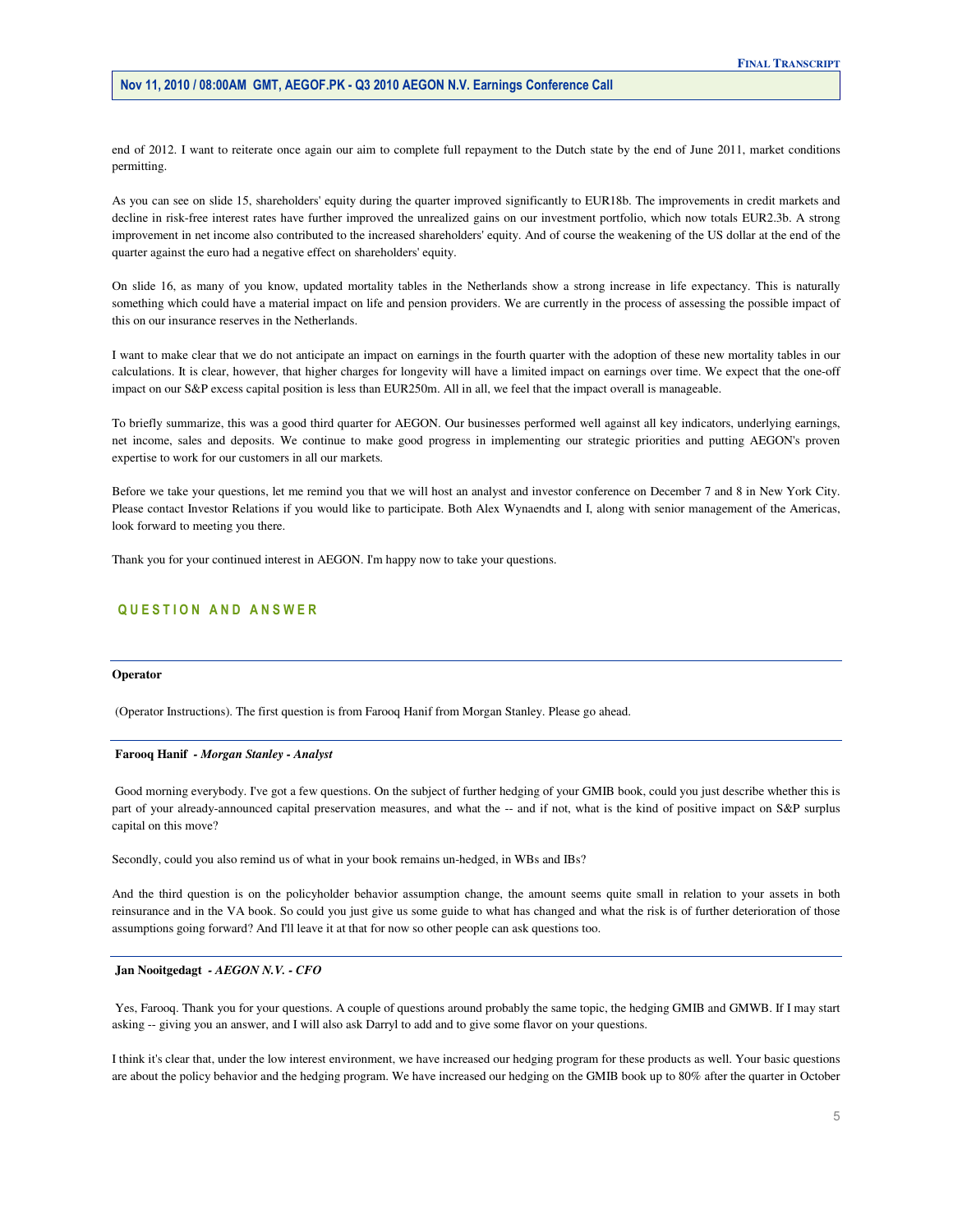end of 2012. I want to reiterate once again our aim to complete full repayment to the Dutch state by the end of June 2011, market conditions permitting.

As you can see on slide 15, shareholders' equity during the quarter improved significantly to EUR18b. The improvements in credit markets and decline in risk-free interest rates have further improved the unrealized gains on our investment portfolio, which now totals EUR2.3b. A strong improvement in net income also contributed to the increased shareholders' equity. And of course the weakening of the US dollar at the end of the quarter against the euro had a negative effect on shareholders' equity.

On slide 16, as many of you know, updated mortality tables in the Netherlands show a strong increase in life expectancy. This is naturally something which could have a material impact on life and pension providers. We are currently in the process of assessing the possible impact of this on our insurance reserves in the Netherlands.

I want to make clear that we do not anticipate an impact on earnings in the fourth quarter with the adoption of these new mortality tables in our calculations. It is clear, however, that higher charges for longevity will have a limited impact on earnings over time. We expect that the one-off impact on our S&P excess capital position is less than EUR250m. All in all, we feel that the impact overall is manageable.

To briefly summarize, this was a good third quarter for AEGON. Our businesses performed well against all key indicators, underlying earnings, net income, sales and deposits. We continue to make good progress in implementing our strategic priorities and putting AEGON's proven expertise to work for our customers in all our markets.

Before we take your questions, let me remind you that we will host an analyst and investor conference on December 7 and 8 in New York City. Please contact Investor Relations if you would like to participate. Both Alex Wynaendts and I, along with senior management of the Americas, look forward to meeting you there.

Thank you for your continued interest in AEGON. I'm happy now to take your questions.

## QUESTION AND ANSWER

**Operator**

(Operator Instructions). The first question is from Farooq Hanif from Morgan Stanley. Please go ahead.

**Farooq Hanif** - *Morgan Stanley - Analyst*

Good morning everybody. I've got a few questions. On the subject of further hedging of your GMIB book, could you just describe whether this is part of your already-announced capital preservation measures, and what the -- and if not, what is the kind of positive impact on S&P surplus capital on this move?

Secondly, could you also remind us of what in your book remains un-hedged, in WBs and IBs?

And the third question is on the policyholder behavior assumption change, the amount seems quite small in relation to your assets in both reinsurance and in the VA book. So could you just give us some guide to what has changed and what the risk is of further deterioration of those assumptions going forward? And I'll leave it at that for now so other people can ask questions too.

**Jan Nooitgedagt** - *AEGON N.V. - CFO*

Yes, Farooq. Thank you for your questions. A couple of questions around probably the same topic, the hedging GMIB and GMWB. If I may start asking -- giving you an answer, and I will also ask Darryl to add and to give some flavor on your questions.

I think it's clear that, under the low interest environment, we have increased our hedging program for these products as well. Your basic questions are about the policy behavior and the hedging program. We have increased our hedging on the GMIB book up to 80% after the quarter in October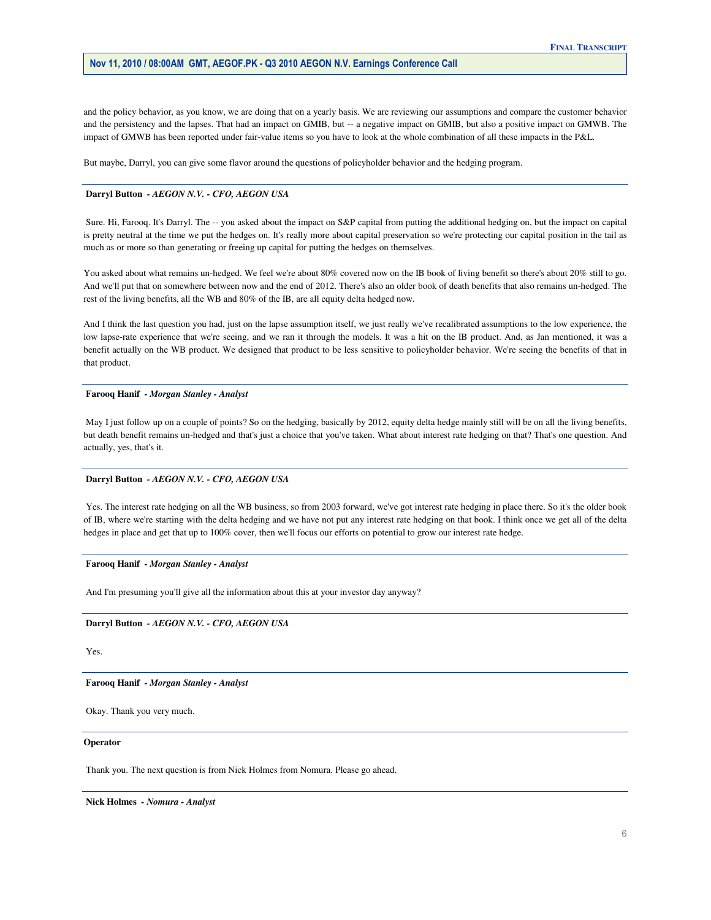and the policy behavior, as you know, we are doing that on a yearly basis. We are reviewing our assumptions and compare the customer behavior and the persistency and the lapses. That had an impact on GMIB, but -- a negative impact on GMIB, but also a positive impact on GMWB. The impact of GMWB has been reported under fair-value items so you have to look at the whole combination of all these impacts in the P&L.

But maybe, Darryl, you can give some flavor around the questions of policyholder behavior and the hedging program.

---

**Darryl Button** *- AEGON N.V. - CFO, AEGON USA*

Sure. Hi, Farooq. It's Darryl. The -- you asked about the impact on S&P capital from putting the additional hedging on, but the impact on capital is pretty neutral at the time we put the hedges on. It's really more about capital preservation so we're protecting our capital position in the tail as much as or more so than generating or freeing up capital for putting the hedges on themselves.

You asked about what remains un-hedged. We feel we're about 80% covered now on the IB book of living benefit so there's about 20% still to go. And we'll put that on somewhere between now and the end of 2012. There's also an older book of death benefits that also remains un-hedged. The rest of the living benefits, all the WB and 80% of the IB, are all equity delta hedged now.

And I think the last question you had, just on the lapse assumption itself, we just really we've recalibrated assumptions to the low experience, the low lapse-rate experience that we're seeing, and we ran it through the models. It was a hit on the IB product. And, as Jan mentioned, it was a benefit actually on the WB product. We designed that product to be less sensitive to policyholder behavior. We're seeing the benefits of that in that product.

---

**Farooq Hanif** *- Morgan Stanley - Analyst*

May I just follow up on a couple of points? So on the hedging, basically by 2012, equity delta hedge mainly still will be on all the living benefits, but death benefit remains un-hedged and that's just a choice that you've taken. What about interest rate hedging on that? That's one question. And actually, yes, that's it.

---

**Darryl Button** *- AEGON N.V. - CFO, AEGON USA*

Yes. The interest rate hedging on all the WB business, so from 2003 forward, we've got interest rate hedging in place there. So it's the older book of IB, where we're starting with the delta hedging and we have not put any interest rate hedging on that book. I think once we get all of the delta hedges in place and get that up to 100% cover, then we'll focus our efforts on potential to grow our interest rate hedge.

---

**Farooq Hanif** *- Morgan Stanley - Analyst*

And I'm presuming you'll give all the information about this at your investor day anyway?

---

**Darryl Button** *- AEGON N.V. - CFO, AEGON USA*

Yes.

---

**Farooq Hanif** *- Morgan Stanley - Analyst*

Okay. Thank you very much.

---

**Operator**

Thank you. The next question is from Nick Holmes from Nomura. Please go ahead.

---

**Nick Holmes** *- Nomura - Analyst*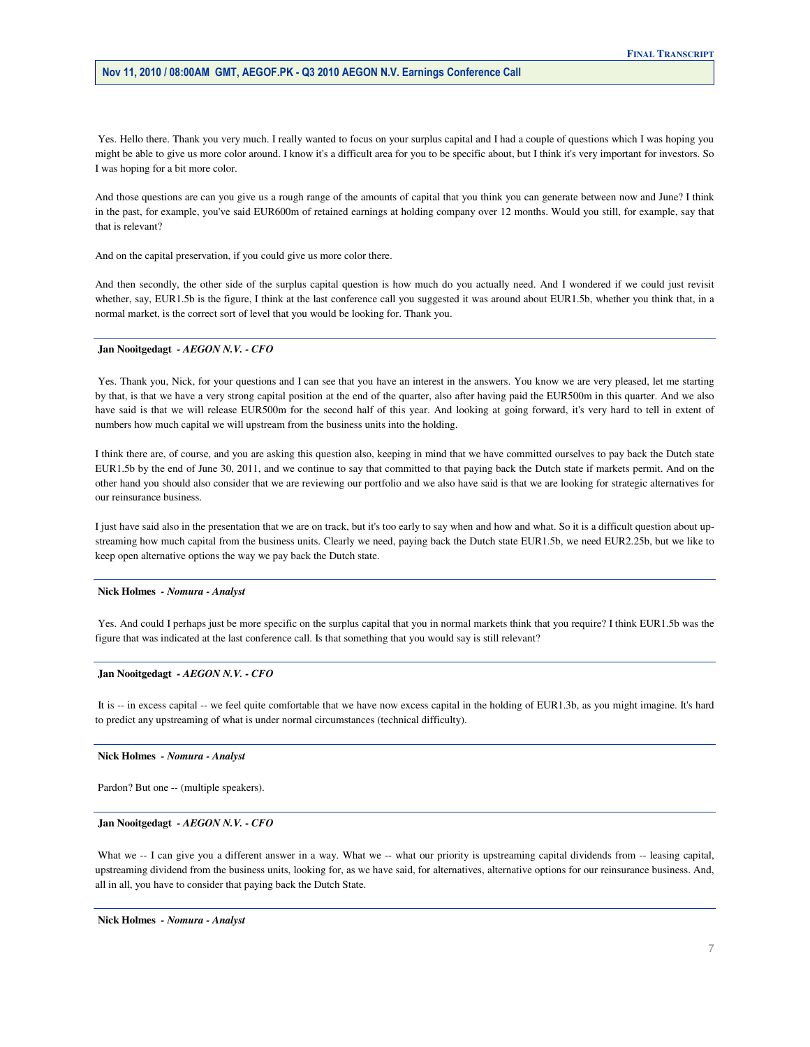Yes. Hello there. Thank you very much. I really wanted to focus on your surplus capital and I had a couple of questions which I was hoping you might be able to give us more color around. I know it's a difficult area for you to be specific about, but I think it's very important for investors. So I was hoping for a bit more color.

And those questions are can you give us a rough range of the amounts of capital that you think you can generate between now and June? I think in the past, for example, you've said EUR600m of retained earnings at holding company over 12 months. Would you still, for example, say that that is relevant?

And on the capital preservation, if you could give us more color there.

And then secondly, the other side of the surplus capital question is how much do you actually need. And I wondered if we could just revisit whether, say, EUR1.5b is the figure, I think at the last conference call you suggested it was around about EUR1.5b, whether you think that, in a normal market, is the correct sort of level that you would be looking for. Thank you.

---

**Jan Nooitgedagt** *- AEGON N.V. - CFO*

Yes. Thank you, Nick, for your questions and I can see that you have an interest in the answers. You know we are very pleased, let me starting by that, is that we have a very strong capital position at the end of the quarter, also after having paid the EUR500m in this quarter. And we also have said is that we will release EUR500m for the second half of this year. And looking at going forward, it's very hard to tell in extent of numbers how much capital we will upstream from the business units into the holding.

I think there are, of course, and you are asking this question also, keeping in mind that we have committed ourselves to pay back the Dutch state EUR1.5b by the end of June 30, 2011, and we continue to say that committed to that paying back the Dutch state if markets permit. And on the other hand you should also consider that we are reviewing our portfolio and we also have said is that we are looking for strategic alternatives for our reinsurance business.

I just have said also in the presentation that we are on track, but it's too early to say when and how and what. So it is a difficult question about up-streaming how much capital from the business units. Clearly we need, paying back the Dutch state EUR1.5b, we need EUR2.25b, but we like to keep open alternative options the way we pay back the Dutch state.

---

**Nick Holmes** *- Nomura - Analyst*

Yes. And could I perhaps just be more specific on the surplus capital that you in normal markets think that you require? I think EUR1.5b was the figure that was indicated at the last conference call. Is that something that you would say is still relevant?

---

**Jan Nooitgedagt** *- AEGON N.V. - CFO*

It is -- in excess capital -- we feel quite comfortable that we have now excess capital in the holding of EUR1.3b, as you might imagine. It's hard to predict any upstreaming of what is under normal circumstances (technical difficulty).

---

**Nick Holmes** *- Nomura - Analyst*

Pardon? But one -- (multiple speakers).

---

**Jan Nooitgedagt** *- AEGON N.V. - CFO*

What we -- I can give you a different answer in a way. What we -- what our priority is upstreaming capital dividends from -- leasing capital, upstreaming dividend from the business units, looking for, as we have said, for alternatives, alternative options for our reinsurance business. And, all in all, you have to consider that paying back the Dutch State.

---

**Nick Holmes** *- Nomura - Analyst*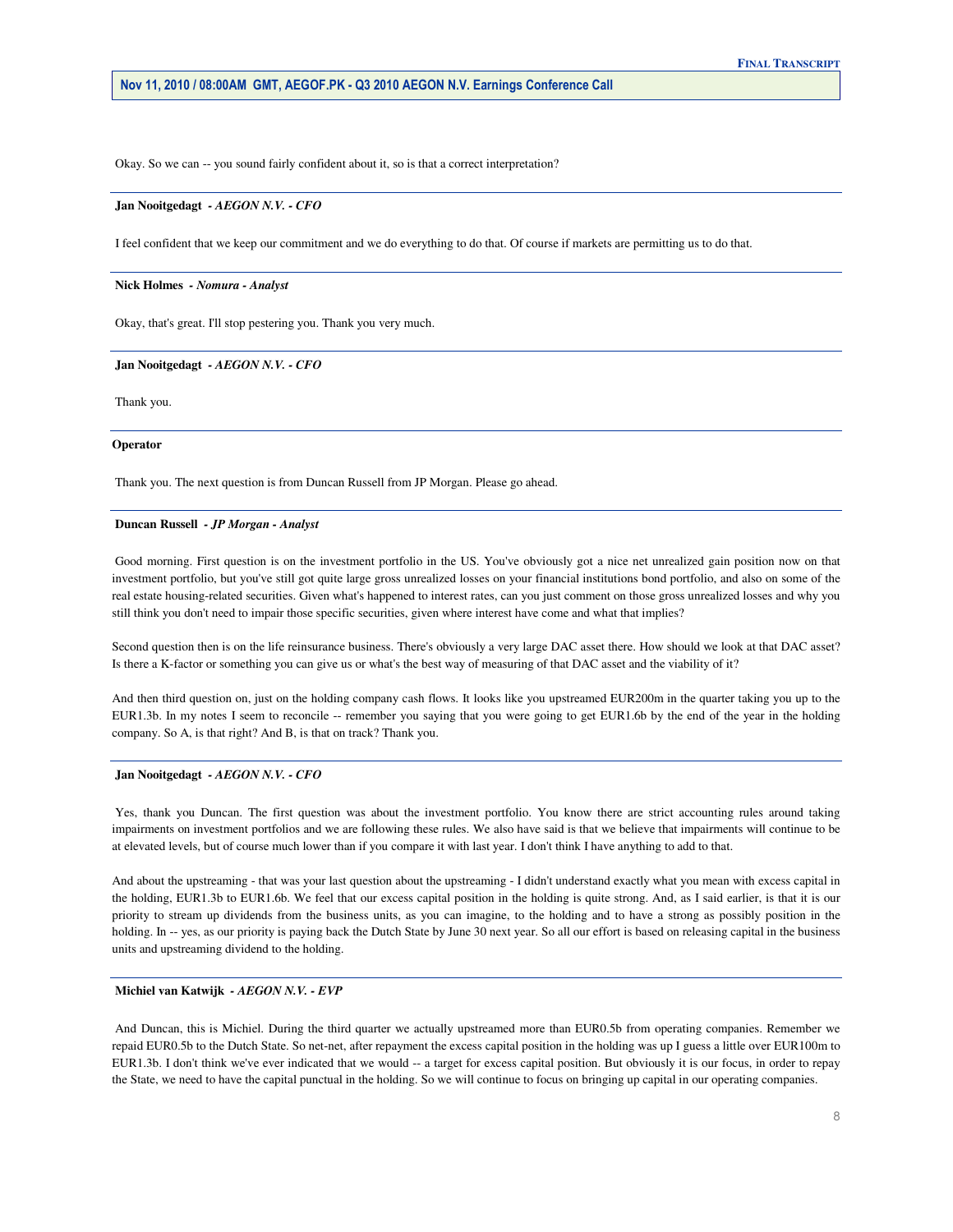Okay. So we can -- you sound fairly confident about it, so is that a correct interpretation?

**Jan Nooitgedagt** *- AEGON N.V. - CFO*

I feel confident that we keep our commitment and we do everything to do that. Of course if markets are permitting us to do that.

**Nick Holmes** *- Nomura - Analyst*

Okay, that's great. I'll stop pestering you. Thank you very much.

**Jan Nooitgedagt** *- AEGON N.V. - CFO*

Thank you.

**Operator**

Thank you. The next question is from Duncan Russell from JP Morgan. Please go ahead.

**Duncan Russell** *- JP Morgan - Analyst*

Good morning. First question is on the investment portfolio in the US. You've obviously got a nice net unrealized gain position now on that investment portfolio, but you've still got quite large gross unrealized losses on your financial institutions bond portfolio, and also on some of the real estate housing-related securities. Given what's happened to interest rates, can you just comment on those gross unrealized losses and why you still think you don't need to impair those specific securities, given where interest have come and what that implies?

Second question then is on the life reinsurance business. There's obviously a very large DAC asset there. How should we look at that DAC asset? Is there a K-factor or something you can give us or what's the best way of measuring of that DAC asset and the viability of it?

And then third question on, just on the holding company cash flows. It looks like you upstreamed EUR200m in the quarter taking you up to the EUR1.3b. In my notes I seem to reconcile -- remember you saying that you were going to get EUR1.6b by the end of the year in the holding company. So A, is that right? And B, is that on track? Thank you.

**Jan Nooitgedagt** *- AEGON N.V. - CFO*

Yes, thank you Duncan. The first question was about the investment portfolio. You know there are strict accounting rules around taking impairments on investment portfolios and we are following these rules. We also have said is that we believe that impairments will continue to be at elevated levels, but of course much lower than if you compare it with last year. I don't think I have anything to add to that.

And about the upstreaming - that was your last question about the upstreaming - I didn't understand exactly what you mean with excess capital in the holding, EUR1.3b to EUR1.6b. We feel that our excess capital position in the holding is quite strong. And, as I said earlier, is that it is our priority to stream up dividends from the business units, as you can imagine, to the holding and to have a strong as possibly position in the holding. In -- yes, as our priority is paying back the Dutch State by June 30 next year. So all our effort is based on releasing capital in the business units and upstreaming dividend to the holding.

**Michiel van Katwijk** *- AEGON N.V. - EVP*

And Duncan, this is Michiel. During the third quarter we actually upstreamed more than EUR0.5b from operating companies. Remember we repaid EUR0.5b to the Dutch State. So net-net, after repayment the excess capital position in the holding was up I guess a little over EUR100m to EUR1.3b. I don't think we've ever indicated that we would -- a target for excess capital position. But obviously it is our focus, in order to repay the State, we need to have the capital punctual in the holding. So we will continue to focus on bringing up capital in our operating companies.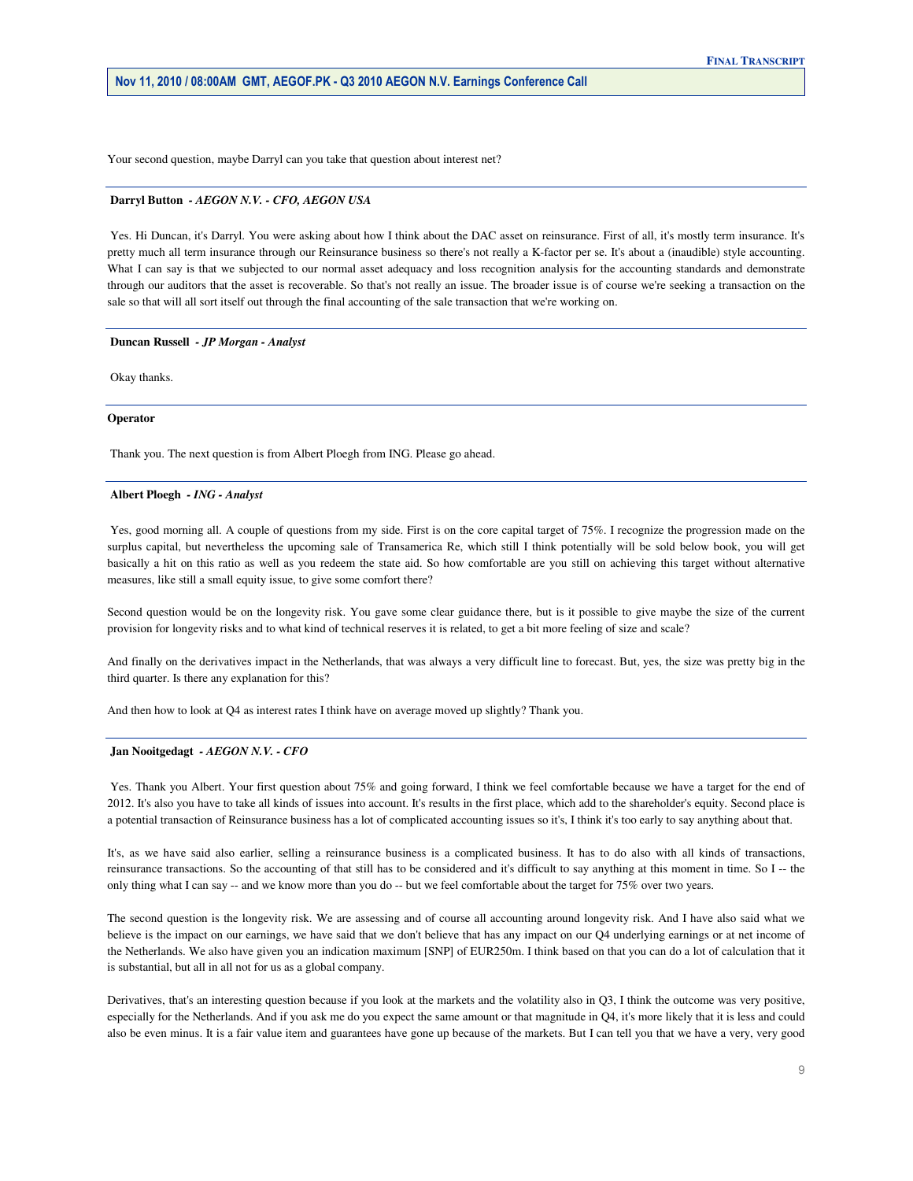Your second question, maybe Darryl can you take that question about interest net?

**Darryl Button** - *AEGON N.V. - CFO, AEGON USA*

Yes. Hi Duncan, it's Darryl. You were asking about how I think about the DAC asset on reinsurance. First of all, it's mostly term insurance. It's pretty much all term insurance through our Reinsurance business so there's not really a K-factor per se. It's about a (inaudible) style accounting. What I can say is that we subjected to our normal asset adequacy and loss recognition analysis for the accounting standards and demonstrate through our auditors that the asset is recoverable. So that's not really an issue. The broader issue is of course we're seeking a transaction on the sale so that will all sort itself out through the final accounting of the sale transaction that we're working on.

**Duncan Russell** - *JP Morgan - Analyst*

Okay thanks.

**Operator**

Thank you. The next question is from Albert Ploegh from ING. Please go ahead.

**Albert Ploegh** - *ING - Analyst*

Yes, good morning all. A couple of questions from my side. First is on the core capital target of 75%. I recognize the progression made on the surplus capital, but nevertheless the upcoming sale of Transamerica Re, which still I think potentially will be sold below book, you will get basically a hit on this ratio as well as you redeem the state aid. So how comfortable are you still on achieving this target without alternative measures, like still a small equity issue, to give some comfort there?

Second question would be on the longevity risk. You gave some clear guidance there, but is it possible to give maybe the size of the current provision for longevity risks and to what kind of technical reserves it is related, to get a bit more feeling of size and scale?

And finally on the derivatives impact in the Netherlands, that was always a very difficult line to forecast. But, yes, the size was pretty big in the third quarter. Is there any explanation for this?

And then how to look at Q4 as interest rates I think have on average moved up slightly? Thank you.

**Jan Nooitgedagt** - *AEGON N.V. - CFO*

Yes. Thank you Albert. Your first question about 75% and going forward, I think we feel comfortable because we have a target for the end of 2012. It's also you have to take all kinds of issues into account. It's results in the first place, which add to the shareholder's equity. Second place is a potential transaction of Reinsurance business has a lot of complicated accounting issues so it's, I think it's too early to say anything about that.

It's, as we have said also earlier, selling a reinsurance business is a complicated business. It has to do also with all kinds of transactions, reinsurance transactions. So the accounting of that still has to be considered and it's difficult to say anything at this moment in time. So I -- the only thing what I can say -- and we know more than you do -- but we feel comfortable about the target for 75% over two years.

The second question is the longevity risk. We are assessing and of course all accounting around longevity risk. And I have also said what we believe is the impact on our earnings, we have said that we don't believe that has any impact on our Q4 underlying earnings or at net income of the Netherlands. We also have given you an indication maximum [SNP] of EUR250m. I think based on that you can do a lot of calculation that it is substantial, but all in all not for us as a global company.

Derivatives, that's an interesting question because if you look at the markets and the volatility also in Q3, I think the outcome was very positive, especially for the Netherlands. And if you ask me do you expect the same amount or that magnitude in Q4, it's more likely that it is less and could also be even minus. It is a fair value item and guarantees have gone up because of the markets. But I can tell you that we have a very, very good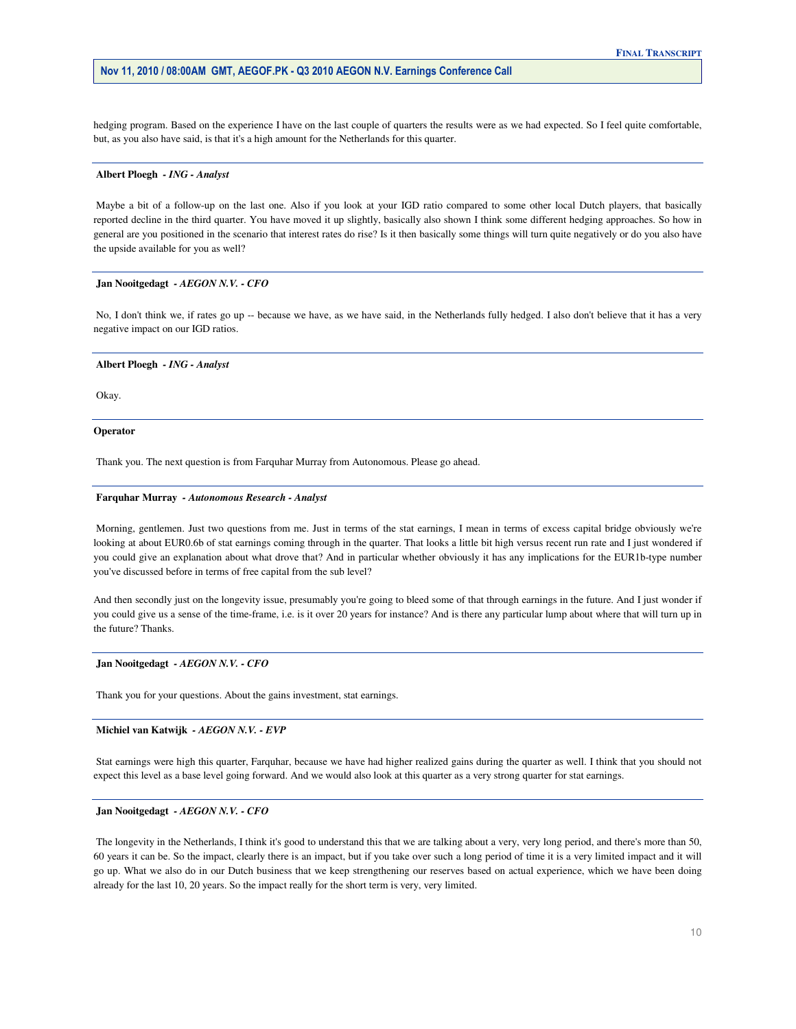hedging program. Based on the experience I have on the last couple of quarters the results were as we had expected. So I feel quite comfortable, but, as you also have said, is that it's a high amount for the Netherlands for this quarter.

---

**Albert Ploegh** *- ING - Analyst*

Maybe a bit of a follow-up on the last one. Also if you look at your IGD ratio compared to some other local Dutch players, that basically reported decline in the third quarter. You have moved it up slightly, basically also shown I think some different hedging approaches. So how in general are you positioned in the scenario that interest rates do rise? Is it then basically some things will turn quite negatively or do you also have the upside available for you as well?

---

**Jan Nooitgedagt** *- AEGON N.V. - CFO*

No, I don't think we, if rates go up -- because we have, as we have said, in the Netherlands fully hedged. I also don't believe that it has a very negative impact on our IGD ratios.

---

**Albert Ploegh** *- ING - Analyst*

Okay.

---

**Operator**

Thank you. The next question is from Farquhar Murray from Autonomous. Please go ahead.

---

**Farquhar Murray** *- Autonomous Research - Analyst*

Morning, gentlemen. Just two questions from me. Just in terms of the stat earnings, I mean in terms of excess capital bridge obviously we're looking at about EUR0.6b of stat earnings coming through in the quarter. That looks a little bit high versus recent run rate and I just wondered if you could give an explanation about what drove that? And in particular whether obviously it has any implications for the EUR1b-type number you've discussed before in terms of free capital from the sub level?

And then secondly just on the longevity issue, presumably you're going to bleed some of that through earnings in the future. And I just wonder if you could give us a sense of the time-frame, i.e. is it over 20 years for instance? And is there any particular lump about where that will turn up in the future? Thanks.

---

**Jan Nooitgedagt** *- AEGON N.V. - CFO*

Thank you for your questions. About the gains investment, stat earnings.

---

**Michiel van Katwijk** *- AEGON N.V. - EVP*

Stat earnings were high this quarter, Farquhar, because we have had higher realized gains during the quarter as well. I think that you should not expect this level as a base level going forward. And we would also look at this quarter as a very strong quarter for stat earnings.

---

**Jan Nooitgedagt** *- AEGON N.V. - CFO*

The longevity in the Netherlands, I think it's good to understand this that we are talking about a very, very long period, and there's more than 50, 60 years it can be. So the impact, clearly there is an impact, but if you take over such a long period of time it is a very limited impact and it will go up. What we also do in our Dutch business that we keep strengthening our reserves based on actual experience, which we have been doing already for the last 10, 20 years. So the impact really for the short term is very, very limited.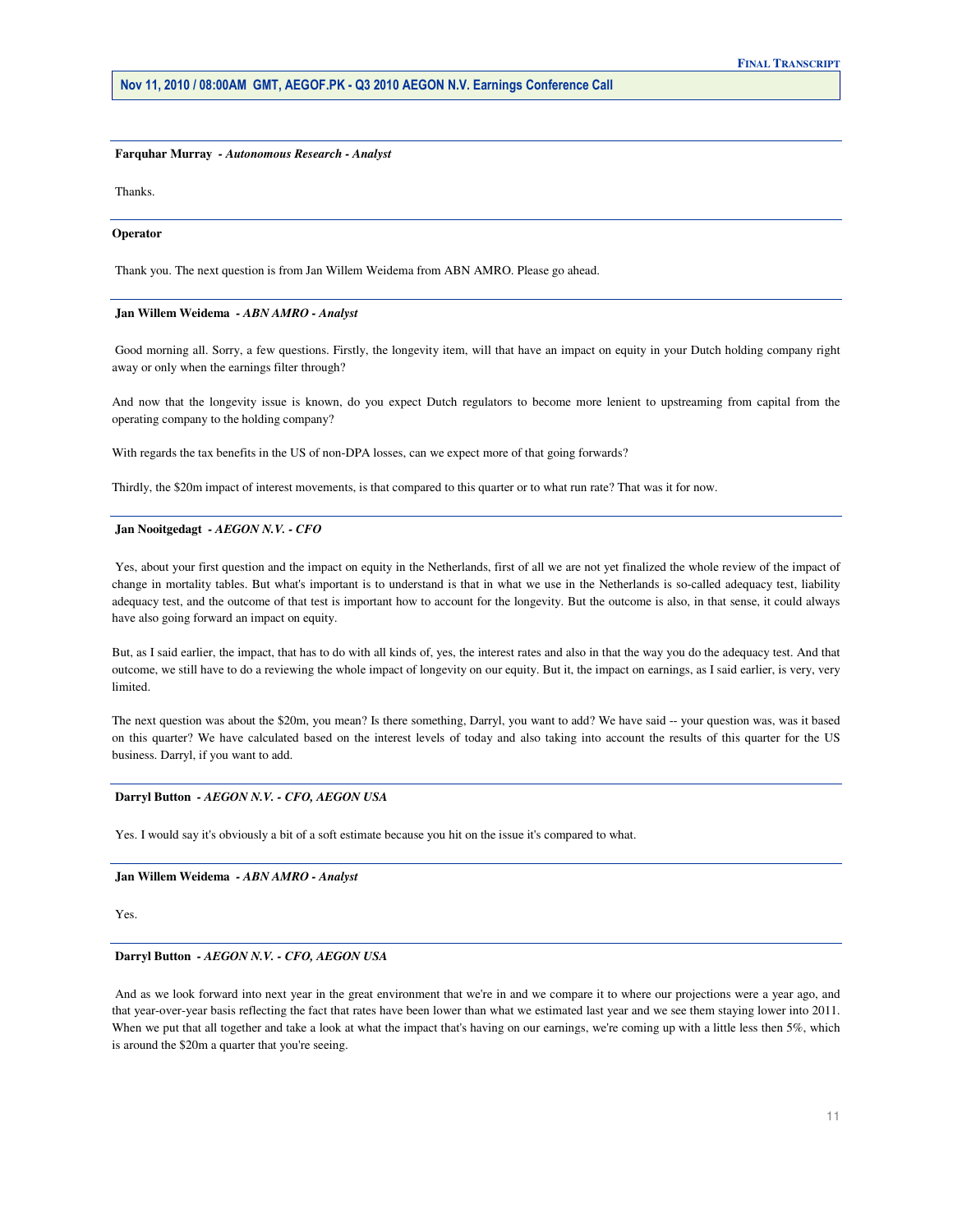**Farquhar Murray** *- Autonomous Research - Analyst*

Thanks.

**Operator**

Thank you. The next question is from Jan Willem Weidema from ABN AMRO. Please go ahead.

**Jan Willem Weidema** *- ABN AMRO - Analyst*

Good morning all. Sorry, a few questions. Firstly, the longevity item, will that have an impact on equity in your Dutch holding company right away or only when the earnings filter through?

And now that the longevity issue is known, do you expect Dutch regulators to become more lenient to upstreaming from capital from the operating company to the holding company?

With regards the tax benefits in the US of non-DPA losses, can we expect more of that going forwards?

Thirdly, the $20m impact of interest movements, is that compared to this quarter or to what run rate? That was it for now.

**Jan Nooitgedagt** *- AEGON N.V. - CFO*

Yes, about your first question and the impact on equity in the Netherlands, first of all we are not yet finalized the whole review of the impact of change in mortality tables. But what's important is to understand is that in what we use in the Netherlands is so-called adequacy test, liability adequacy test, and the outcome of that test is important how to account for the longevity. But the outcome is also, in that sense, it could always have also going forward an impact on equity.

But, as I said earlier, the impact, that has to do with all kinds of, yes, the interest rates and also in that the way you do the adequacy test. And that outcome, we still have to do a reviewing the whole impact of longevity on our equity. But it, the impact on earnings, as I said earlier, is very, very limited.

The next question was about the $20m, you mean? Is there something, Darryl, you want to add? We have said -- your question was, was it based on this quarter? We have calculated based on the interest levels of today and also taking into account the results of this quarter for the US business. Darryl, if you want to add.

**Darryl Button** *- AEGON N.V. - CFO, AEGON USA*

Yes. I would say it's obviously a bit of a soft estimate because you hit on the issue it's compared to what.

**Jan Willem Weidema** *- ABN AMRO - Analyst*

Yes.

**Darryl Button** *- AEGON N.V. - CFO, AEGON USA*

And as we look forward into next year in the great environment that we're in and we compare it to where our projections were a year ago, and that year-over-year basis reflecting the fact that rates have been lower than what we estimated last year and we see them staying lower into 2011. When we put that all together and take a look at what the impact that's having on our earnings, we're coming up with a little less then 5%, which is around the $20m a quarter that you're seeing.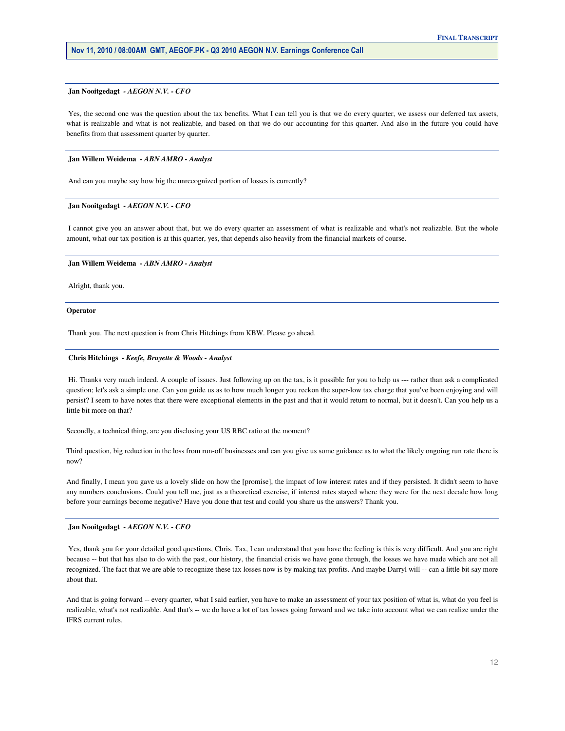**Jan Nooitgedagt** *- AEGON N.V. - CFO*

Yes, the second one was the question about the tax benefits. What I can tell you is that we do every quarter, we assess our deferred tax assets, what is realizable and what is not realizable, and based on that we do our accounting for this quarter. And also in the future you could have benefits from that assessment quarter by quarter.

**Jan Willem Weidema** *- ABN AMRO - Analyst*

And can you maybe say how big the unrecognized portion of losses is currently?

**Jan Nooitgedagt** *- AEGON N.V. - CFO*

I cannot give you an answer about that, but we do every quarter an assessment of what is realizable and what's not realizable. But the whole amount, what our tax position is at this quarter, yes, that depends also heavily from the financial markets of course.

**Jan Willem Weidema** *- ABN AMRO - Analyst*

Alright, thank you.

**Operator**

Thank you. The next question is from Chris Hitchings from KBW. Please go ahead.

**Chris Hitchings** *- Keefe, Bruyette & Woods - Analyst*

Hi. Thanks very much indeed. A couple of issues. Just following up on the tax, is it possible for you to help us --- rather than ask a complicated question; let's ask a simple one. Can you guide us as to how much longer you reckon the super-low tax charge that you've been enjoying and will persist? I seem to have notes that there were exceptional elements in the past and that it would return to normal, but it doesn't. Can you help us a little bit more on that?

Secondly, a technical thing, are you disclosing your US RBC ratio at the moment?

Third question, big reduction in the loss from run-off businesses and can you give us some guidance as to what the likely ongoing run rate there is now?

And finally, I mean you gave us a lovely slide on how the [promise], the impact of low interest rates and if they persisted. It didn't seem to have any numbers conclusions. Could you tell me, just as a theoretical exercise, if interest rates stayed where they were for the next decade how long before your earnings become negative? Have you done that test and could you share us the answers? Thank you.

**Jan Nooitgedagt** *- AEGON N.V. - CFO*

Yes, thank you for your detailed good questions, Chris. Tax, I can understand that you have the feeling is this is very difficult. And you are right because -- but that has also to do with the past, our history, the financial crisis we have gone through, the losses we have made which are not all recognized. The fact that we are able to recognize these tax losses now is by making tax profits. And maybe Darryl will -- can a little bit say more about that.

And that is going forward -- every quarter, what I said earlier, you have to make an assessment of your tax position of what is, what do you feel is realizable, what's not realizable. And that's -- we do have a lot of tax losses going forward and we take into account what we can realize under the IFRS current rules.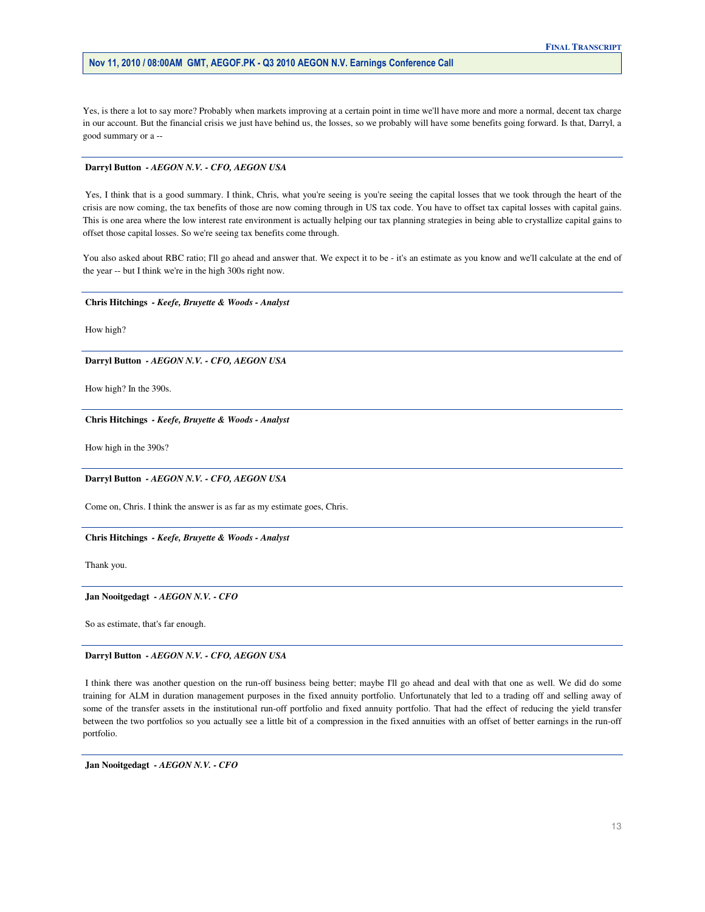Yes, is there a lot to say more? Probably when markets improving at a certain point in time we'll have more and more a normal, decent tax charge in our account. But the financial crisis we just have behind us, the losses, so we probably will have some benefits going forward. Is that, Darryl, a good summary or a --

---

**Darryl Button** *- AEGON N.V. - CFO, AEGON USA*

Yes, I think that is a good summary. I think, Chris, what you're seeing is you're seeing the capital losses that we took through the heart of the crisis are now coming, the tax benefits of those are now coming through in US tax code. You have to offset tax capital losses with capital gains. This is one area where the low interest rate environment is actually helping our tax planning strategies in being able to crystallize capital gains to offset those capital losses. So we're seeing tax benefits come through.

You also asked about RBC ratio; I'll go ahead and answer that. We expect it to be - it's an estimate as you know and we'll calculate at the end of the year -- but I think we're in the high 300s right now.

---

**Chris Hitchings** *- Keefe, Bruyette & Woods - Analyst*

How high?

---

**Darryl Button** *- AEGON N.V. - CFO, AEGON USA*

How high? In the 390s.

---

**Chris Hitchings** *- Keefe, Bruyette & Woods - Analyst*

How high in the 390s?

---

**Darryl Button** *- AEGON N.V. - CFO, AEGON USA*

Come on, Chris. I think the answer is as far as my estimate goes, Chris.

---

**Chris Hitchings** *- Keefe, Bruyette & Woods - Analyst*

Thank you.

---

**Jan Nooitgedagt** *- AEGON N.V. - CFO*

So as estimate, that's far enough.

---

**Darryl Button** *- AEGON N.V. - CFO, AEGON USA*

I think there was another question on the run-off business being better; maybe I'll go ahead and deal with that one as well. We did do some training for ALM in duration management purposes in the fixed annuity portfolio. Unfortunately that led to a trading off and selling away of some of the transfer assets in the institutional run-off portfolio and fixed annuity portfolio. That had the effect of reducing the yield transfer between the two portfolios so you actually see a little bit of a compression in the fixed annuities with an offset of better earnings in the run-off portfolio.

---

**Jan Nooitgedagt** *- AEGON N.V. - CFO*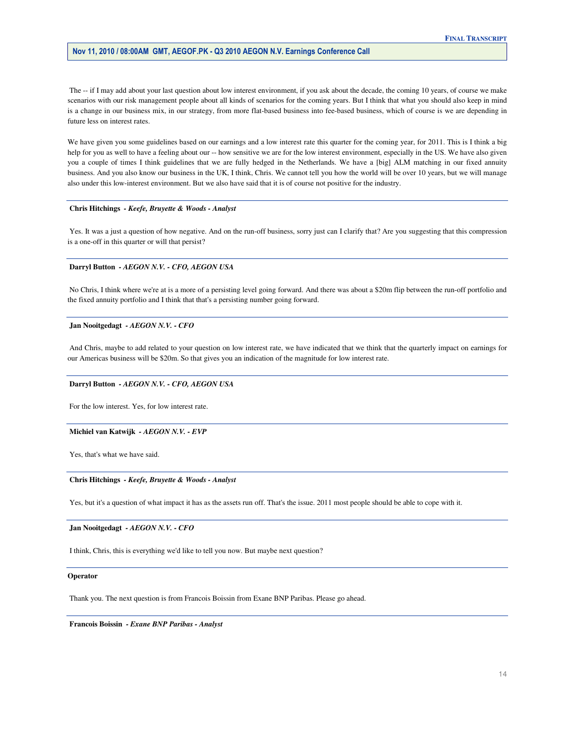The -- if I may add about your last question about low interest environment, if you ask about the decade, the coming 10 years, of course we make scenarios with our risk management people about all kinds of scenarios for the coming years. But I think that what you should also keep in mind is a change in our business mix, in our strategy, from more flat-based business into fee-based business, which of course is we are depending in future less on interest rates.

We have given you some guidelines based on our earnings and a low interest rate this quarter for the coming year, for 2011. This is I think a big help for you as well to have a feeling about our -- how sensitive we are for the low interest environment, especially in the US. We have also given you a couple of times I think guidelines that we are fully hedged in the Netherlands. We have a [big] ALM matching in our fixed annuity business. And you also know our business in the UK, I think, Chris. We cannot tell you how the world will be over 10 years, but we will manage also under this low-interest environment. But we also have said that it is of course not positive for the industry.

---

**Chris Hitchings** *- Keefe, Bruyette & Woods - Analyst*

Yes. It was a just a question of how negative. And on the run-off business, sorry just can I clarify that? Are you suggesting that this compression is a one-off in this quarter or will that persist?

---

**Darryl Button** *- AEGON N.V. - CFO, AEGON USA*

No Chris, I think where we're at is a more of a persisting level going forward. And there was about a $20m flip between the run-off portfolio and the fixed annuity portfolio and I think that that's a persisting number going forward.

---

**Jan Nooitgedagt** *- AEGON N.V. - CFO*

And Chris, maybe to add related to your question on low interest rate, we have indicated that we think that the quarterly impact on earnings for our Americas business will be $20m. So that gives you an indication of the magnitude for low interest rate.

---

**Darryl Button** *- AEGON N.V. - CFO, AEGON USA*

For the low interest. Yes, for low interest rate.

---

**Michiel van Katwijk** *- AEGON N.V. - EVP*

Yes, that's what we have said.

---

**Chris Hitchings** *- Keefe, Bruyette & Woods - Analyst*

Yes, but it's a question of what impact it has as the assets run off. That's the issue. 2011 most people should be able to cope with it.

---

**Jan Nooitgedagt** *- AEGON N.V. - CFO*

I think, Chris, this is everything we'd like to tell you now. But maybe next question?

---

**Operator**

Thank you. The next question is from Francois Boissin from Exane BNP Paribas. Please go ahead.

---

**Francois Boissin** *- Exane BNP Paribas - Analyst*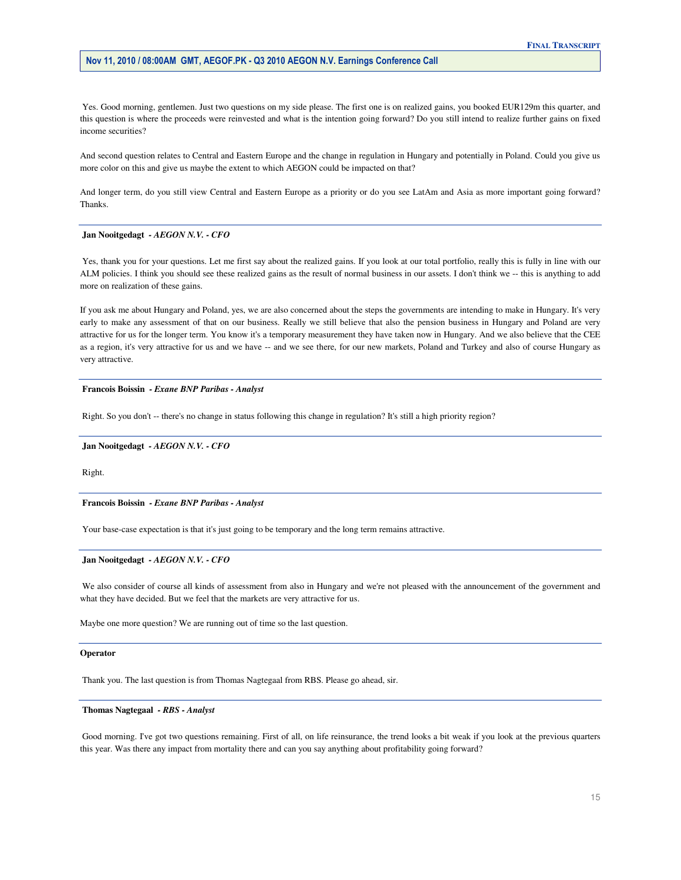Yes. Good morning, gentlemen. Just two questions on my side please. The first one is on realized gains, you booked EUR129m this quarter, and this question is where the proceeds were reinvested and what is the intention going forward? Do you still intend to realize further gains on fixed income securities?

And second question relates to Central and Eastern Europe and the change in regulation in Hungary and potentially in Poland. Could you give us more color on this and give us maybe the extent to which AEGON could be impacted on that?

And longer term, do you still view Central and Eastern Europe as a priority or do you see LatAm and Asia as more important going forward? Thanks.

---

**Jan Nooitgedagt** *- AEGON N.V. - CFO*

Yes, thank you for your questions. Let me first say about the realized gains. If you look at our total portfolio, really this is fully in line with our ALM policies. I think you should see these realized gains as the result of normal business in our assets. I don't think we -- this is anything to add more on realization of these gains.

If you ask me about Hungary and Poland, yes, we are also concerned about the steps the governments are intending to make in Hungary. It's very early to make any assessment of that on our business. Really we still believe that also the pension business in Hungary and Poland are very attractive for us for the longer term. You know it's a temporary measurement they have taken now in Hungary. And we also believe that the CEE as a region, it's very attractive for us and we have -- and we see there, for our new markets, Poland and Turkey and also of course Hungary as very attractive.

---

**Francois Boissin** *- Exane BNP Paribas - Analyst*

Right. So you don't -- there's no change in status following this change in regulation? It's still a high priority region?

---

**Jan Nooitgedagt** *- AEGON N.V. - CFO*

Right.

---

**Francois Boissin** *- Exane BNP Paribas - Analyst*

Your base-case expectation is that it's just going to be temporary and the long term remains attractive.

---

**Jan Nooitgedagt** *- AEGON N.V. - CFO*

We also consider of course all kinds of assessment from also in Hungary and we're not pleased with the announcement of the government and what they have decided. But we feel that the markets are very attractive for us.

Maybe one more question? We are running out of time so the last question.

---

**Operator**

Thank you. The last question is from Thomas Nagtegaal from RBS. Please go ahead, sir.

---

**Thomas Nagtegaal** *- RBS - Analyst*

Good morning. I've got two questions remaining. First of all, on life reinsurance, the trend looks a bit weak if you look at the previous quarters this year. Was there any impact from mortality there and can you say anything about profitability going forward?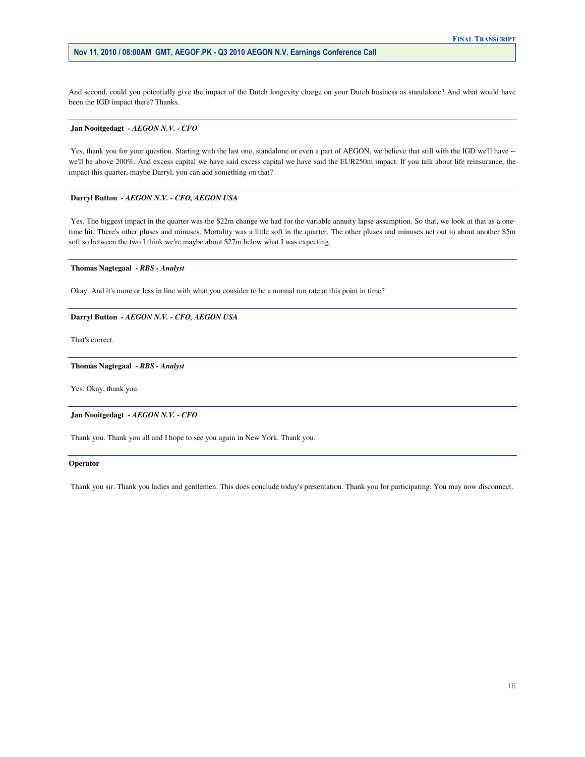And second, could you potentially give the impact of the Dutch longevity charge on your Dutch business as standalone? And what would have been the IGD impact there? Thanks.

---

**Jan Nooitgedagt** - ***AEGON N.V. - CFO***

Yes, thank you for your question. Starting with the last one, standalone or even a part of AEGON, we believe that still with the IGD we'll have -- we'll be above 200%. And excess capital we have said excess capital we have said the EUR250m impact. If you talk about life reinsurance, the impact this quarter, maybe Darryl, you can add something on that?

---

**Darryl Button** - ***AEGON N.V. - CFO, AEGON USA***

Yes. The biggest impact in the quarter was the $22m change we had for the variable annuity lapse assumption. So that, we look at that as a one-time hit. There's other pluses and minuses. Mortality was a little soft in the quarter. The other pluses and minuses net out to about another $5m soft so between the two I think we're maybe about $27m below what I was expecting.

---

**Thomas Nagtegaal** - ***RBS - Analyst***

Okay. And it's more or less in line with what you consider to be a normal run rate at this point in time?

---

**Darryl Button** - ***AEGON N.V. - CFO, AEGON USA***

That's correct.

---

**Thomas Nagtegaal** - ***RBS - Analyst***

Yes. Okay, thank you.

---

**Jan Nooitgedagt** - ***AEGON N.V. - CFO***

Thank you. Thank you all and I hope to see you again in New York. Thank you.

---

**Operator**

Thank you sir. Thank you ladies and gentlemen. This does conclude today's presentation. Thank you for participating. You may now disconnect.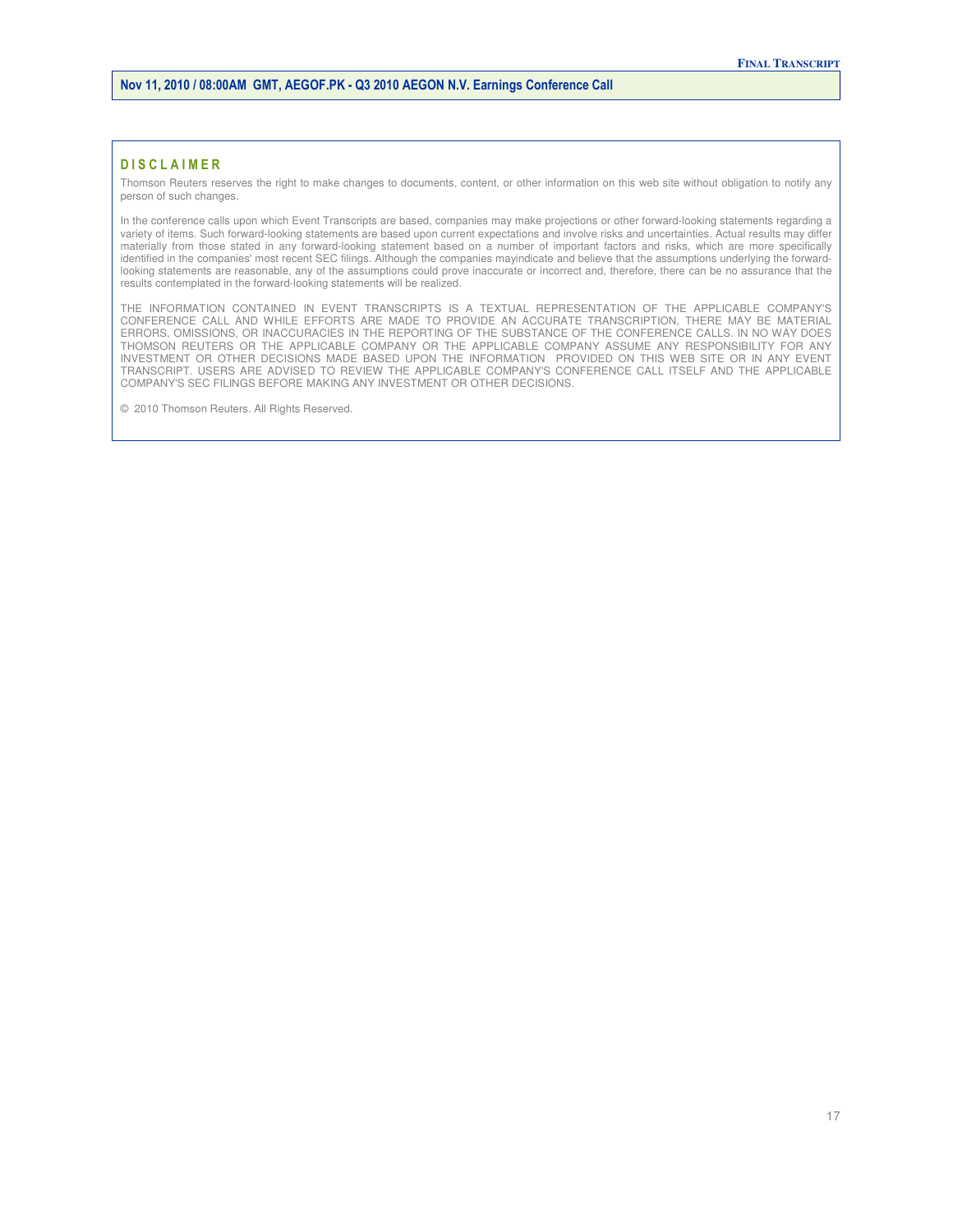## DISCLAIMER

Thomson Reuters reserves the right to make changes to documents, content, or other information on this web site without obligation to notify any person of such changes.

In the conference calls upon which Event Transcripts are based, companies may make projections or other forward-looking statements regarding a variety of items. Such forward-looking statements are based upon current expectations and involve risks and uncertainties. Actual results may differ materially from those stated in any forward-looking statement based on a number of important factors and risks, which are more specifically identified in the companies' most recent SEC filings. Although the companies mayindicate and believe that the assumptions underlying the forward-looking statements are reasonable, any of the assumptions could prove inaccurate or incorrect and, therefore, there can be no assurance that the results contemplated in the forward-looking statements will be realized.

THE INFORMATION CONTAINED IN EVENT TRANSCRIPTS IS A TEXTUAL REPRESENTATION OF THE APPLICABLE COMPANY'S CONFERENCE CALL AND WHILE EFFORTS ARE MADE TO PROVIDE AN ACCURATE TRANSCRIPTION, THERE MAY BE MATERIAL ERRORS, OMISSIONS, OR INACCURACIES IN THE REPORTING OF THE SUBSTANCE OF THE CONFERENCE CALLS. IN NO WAY DOES THOMSON REUTERS OR THE APPLICABLE COMPANY OR THE APPLICABLE COMPANY ASSUME ANY RESPONSIBILITY FOR ANY INVESTMENT OR OTHER DECISIONS MADE BASED UPON THE INFORMATION PROVIDED ON THIS WEB SITE OR IN ANY EVENT TRANSCRIPT. USERS ARE ADVISED TO REVIEW THE APPLICABLE COMPANY'S CONFERENCE CALL ITSELF AND THE APPLICABLE COMPANY'S SEC FILINGS BEFORE MAKING ANY INVESTMENT OR OTHER DECISIONS.

© 2010 Thomson Reuters. All Rights Reserved.